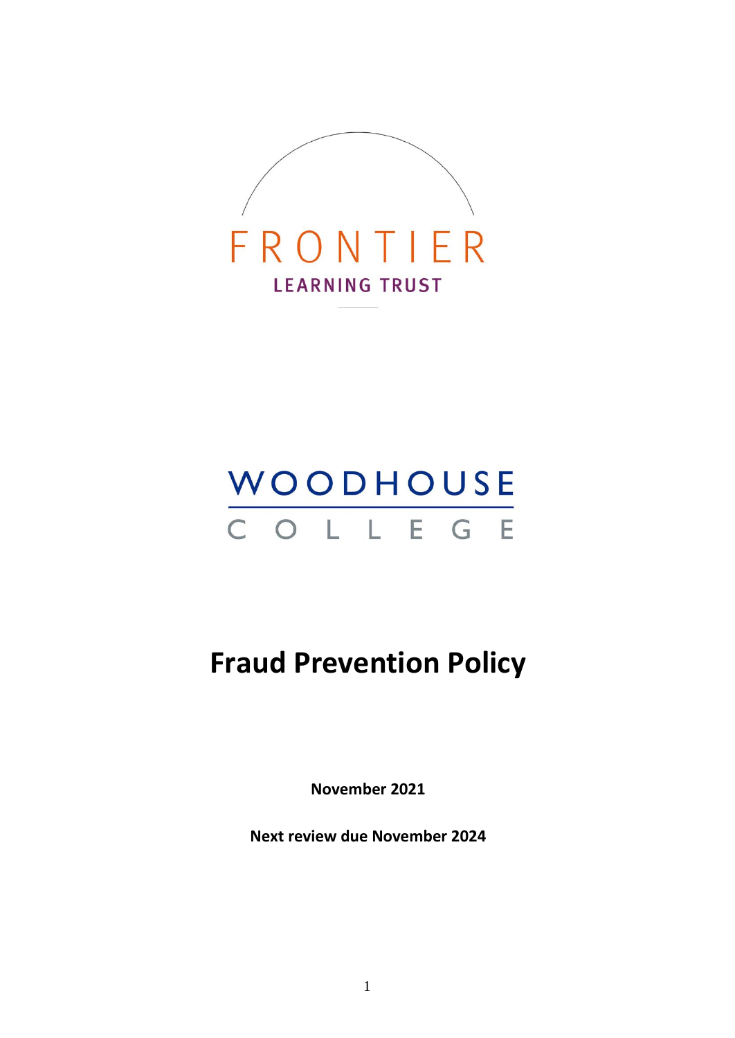FRONTIER

LEARNING TRUST

WOODHOUSE

COLLEGE

# Fraud Prevention Policy

**November 2021**

**Next review due November 2024**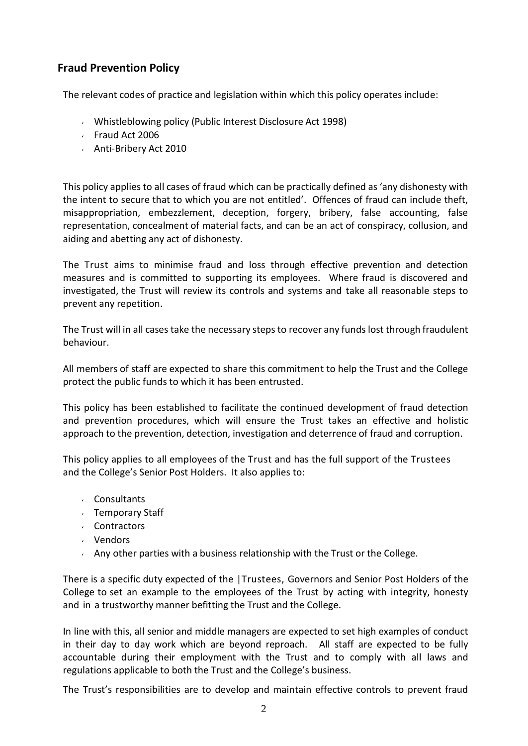## Fraud Prevention Policy

The relevant codes of practice and legislation within which this policy operates include:

- Whistleblowing policy (Public Interest Disclosure Act 1998)
- Fraud Act 2006
- Anti-Bribery Act 2010

This policy applies to all cases of fraud which can be practically defined as 'any dishonesty with the intent to secure that to which you are not entitled'. Offences of fraud can include theft, misappropriation, embezzlement, deception, forgery, bribery, false accounting, false representation, concealment of material facts, and can be an act of conspiracy, collusion, and aiding and abetting any act of dishonesty.

The Trust aims to minimise fraud and loss through effective prevention and detection measures and is committed to supporting its employees. Where fraud is discovered and investigated, the Trust will review its controls and systems and take all reasonable steps to prevent any repetition.

The Trust will in all cases take the necessary steps to recover any funds lost through fraudulent behaviour.

All members of staff are expected to share this commitment to help the Trust and the College protect the public funds to which it has been entrusted.

This policy has been established to facilitate the continued development of fraud detection and prevention procedures, which will ensure the Trust takes an effective and holistic approach to the prevention, detection, investigation and deterrence of fraud and corruption.

This policy applies to all employees of the Trust and has the full support of the Trustees and the College's Senior Post Holders. It also applies to:

- Consultants
- Temporary Staff
- Contractors
- Vendors
- Any other parties with a business relationship with the Trust or the College.

There is a specific duty expected of the |Trustees, Governors and Senior Post Holders of the College to set an example to the employees of the Trust by acting with integrity, honesty and in a trustworthy manner befitting the Trust and the College.

In line with this, all senior and middle managers are expected to set high examples of conduct in their day to day work which are beyond reproach. All staff are expected to be fully accountable during their employment with the Trust and to comply with all laws and regulations applicable to both the Trust and the College's business.

The Trust's responsibilities are to develop and maintain effective controls to prevent fraud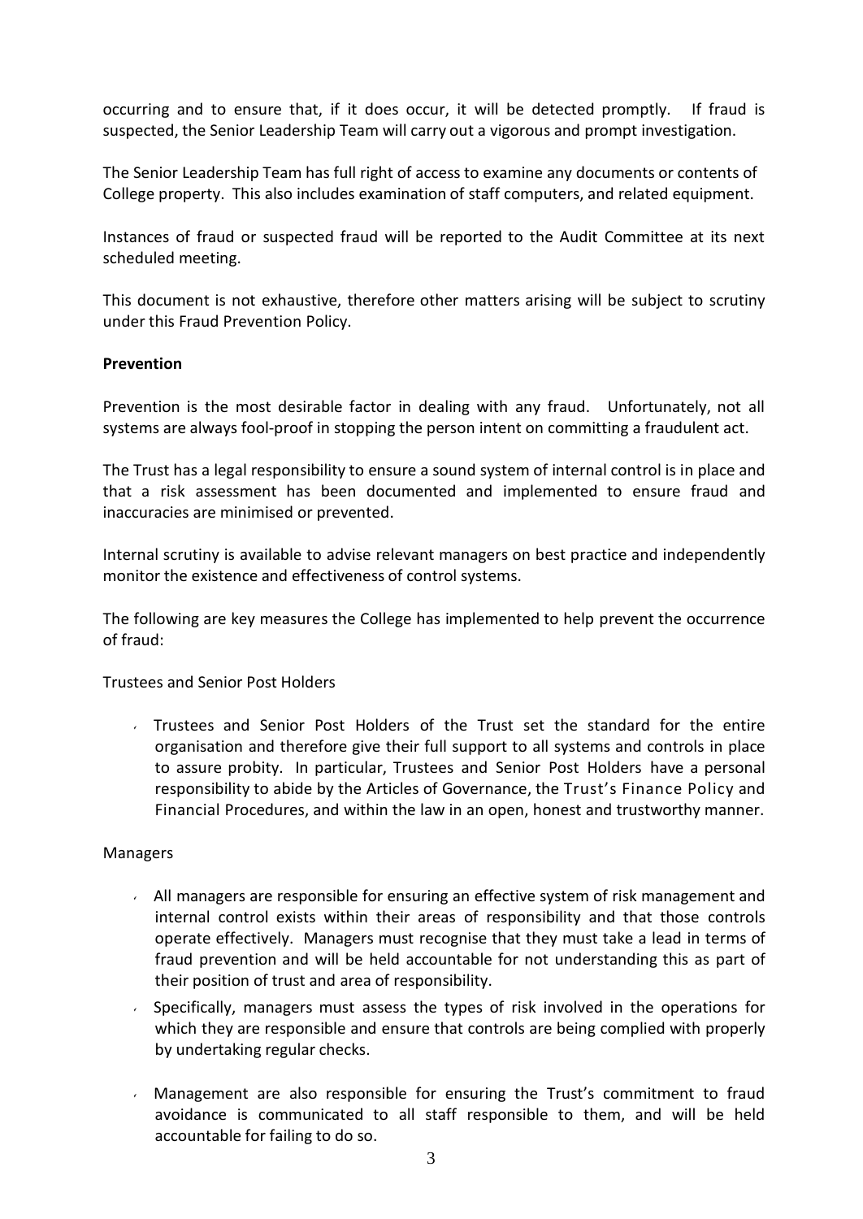occurring and to ensure that, if it does occur, it will be detected promptly. If fraud is suspected, the Senior Leadership Team will carry out a vigorous and prompt investigation.

The Senior Leadership Team has full right of access to examine any documents or contents of College property. This also includes examination of staff computers, and related equipment.

Instances of fraud or suspected fraud will be reported to the Audit Committee at its next scheduled meeting.

This document is not exhaustive, therefore other matters arising will be subject to scrutiny under this Fraud Prevention Policy.

**Prevention**

Prevention is the most desirable factor in dealing with any fraud. Unfortunately, not all systems are always fool-proof in stopping the person intent on committing a fraudulent act.

The Trust has a legal responsibility to ensure a sound system of internal control is in place and that a risk assessment has been documented and implemented to ensure fraud and inaccuracies are minimised or prevented.

Internal scrutiny is available to advise relevant managers on best practice and independently monitor the existence and effectiveness of control systems.

The following are key measures the College has implemented to help prevent the occurrence of fraud:

Trustees and Senior Post Holders

- Trustees and Senior Post Holders of the Trust set the standard for the entire organisation and therefore give their full support to all systems and controls in place to assure probity. In particular, Trustees and Senior Post Holders have a personal responsibility to abide by the Articles of Governance, the Trust's Finance Policy and Financial Procedures, and within the law in an open, honest and trustworthy manner.

Managers

- All managers are responsible for ensuring an effective system of risk management and internal control exists within their areas of responsibility and that those controls operate effectively. Managers must recognise that they must take a lead in terms of fraud prevention and will be held accountable for not understanding this as part of their position of trust and area of responsibility.
- Specifically, managers must assess the types of risk involved in the operations for which they are responsible and ensure that controls are being complied with properly by undertaking regular checks.
- Management are also responsible for ensuring the Trust's commitment to fraud avoidance is communicated to all staff responsible to them, and will be held accountable for failing to do so.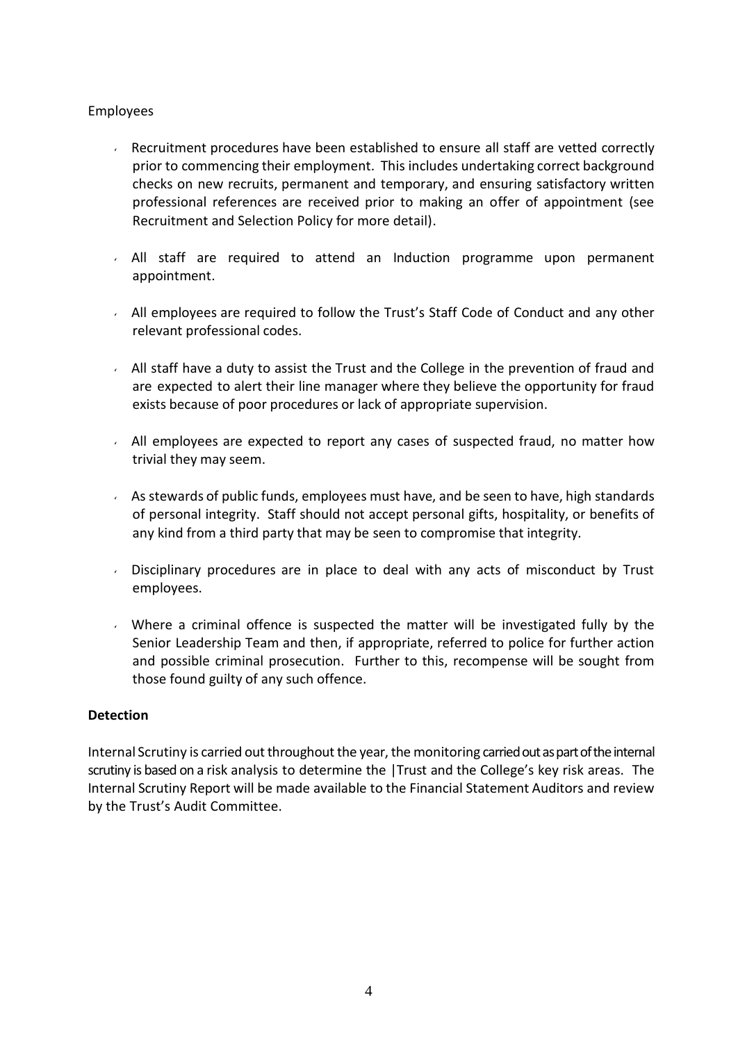Employees

- Recruitment procedures have been established to ensure all staff are vetted correctly prior to commencing their employment. This includes undertaking correct background checks on new recruits, permanent and temporary, and ensuring satisfactory written professional references are received prior to making an offer of appointment (see Recruitment and Selection Policy for more detail).

- All staff are required to attend an Induction programme upon permanent appointment.

- All employees are required to follow the Trust's Staff Code of Conduct and any other relevant professional codes.

- All staff have a duty to assist the Trust and the College in the prevention of fraud and are expected to alert their line manager where they believe the opportunity for fraud exists because of poor procedures or lack of appropriate supervision.

- All employees are expected to report any cases of suspected fraud, no matter how trivial they may seem.

- As stewards of public funds, employees must have, and be seen to have, high standards of personal integrity. Staff should not accept personal gifts, hospitality, or benefits of any kind from a third party that may be seen to compromise that integrity.

- Disciplinary procedures are in place to deal with any acts of misconduct by Trust employees.

- Where a criminal offence is suspected the matter will be investigated fully by the Senior Leadership Team and then, if appropriate, referred to police for further action and possible criminal prosecution. Further to this, recompense will be sought from those found guilty of any such offence.

**Detection**

Internal Scrutiny is carried out throughout the year, the monitoring carried out as part of the internal scrutiny is based on a risk analysis to determine the |Trust and the College's key risk areas. The Internal Scrutiny Report will be made available to the Financial Statement Auditors and review by the Trust's Audit Committee.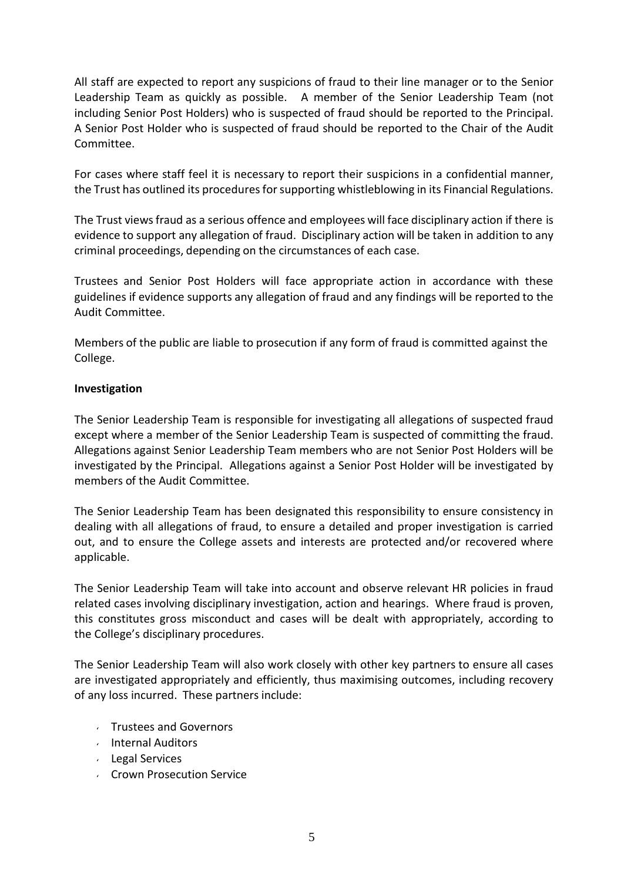All staff are expected to report any suspicions of fraud to their line manager or to the Senior Leadership Team as quickly as possible. A member of the Senior Leadership Team (not including Senior Post Holders) who is suspected of fraud should be reported to the Principal. A Senior Post Holder who is suspected of fraud should be reported to the Chair of the Audit Committee.

For cases where staff feel it is necessary to report their suspicions in a confidential manner, the Trust has outlined its procedures for supporting whistleblowing in its Financial Regulations.

The Trust views fraud as a serious offence and employees will face disciplinary action if there is evidence to support any allegation of fraud. Disciplinary action will be taken in addition to any criminal proceedings, depending on the circumstances of each case.

Trustees and Senior Post Holders will face appropriate action in accordance with these guidelines if evidence supports any allegation of fraud and any findings will be reported to the Audit Committee.

Members of the public are liable to prosecution if any form of fraud is committed against the College.

**Investigation**

The Senior Leadership Team is responsible for investigating all allegations of suspected fraud except where a member of the Senior Leadership Team is suspected of committing the fraud. Allegations against Senior Leadership Team members who are not Senior Post Holders will be investigated by the Principal. Allegations against a Senior Post Holder will be investigated by members of the Audit Committee.

The Senior Leadership Team has been designated this responsibility to ensure consistency in dealing with all allegations of fraud, to ensure a detailed and proper investigation is carried out, and to ensure the College assets and interests are protected and/or recovered where applicable.

The Senior Leadership Team will take into account and observe relevant HR policies in fraud related cases involving disciplinary investigation, action and hearings. Where fraud is proven, this constitutes gross misconduct and cases will be dealt with appropriately, according to the College's disciplinary procedures.

The Senior Leadership Team will also work closely with other key partners to ensure all cases are investigated appropriately and efficiently, thus maximising outcomes, including recovery of any loss incurred. These partners include:

- Trustees and Governors
- Internal Auditors
- Legal Services
- Crown Prosecution Service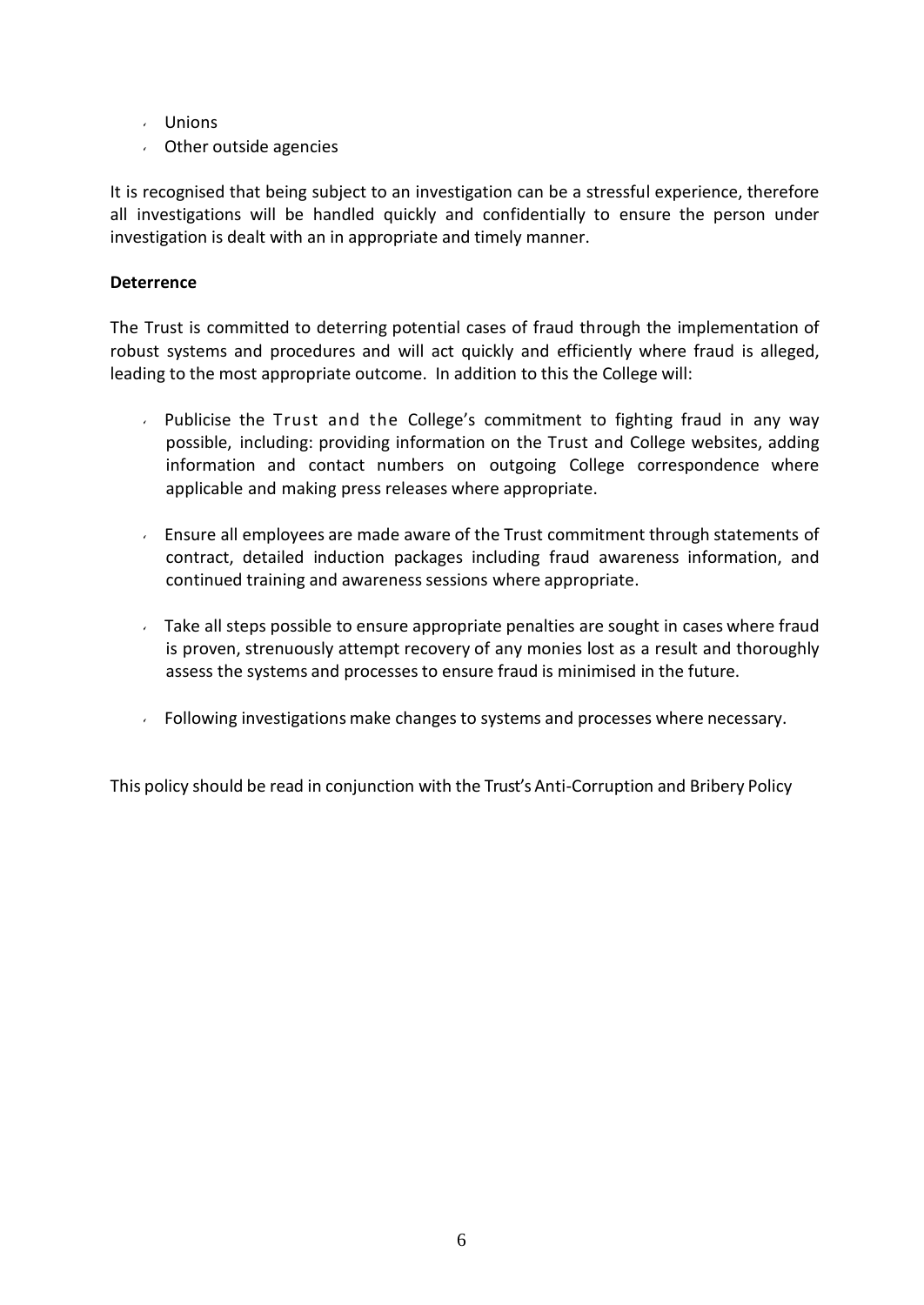- Unions
- Other outside agencies

It is recognised that being subject to an investigation can be a stressful experience, therefore all investigations will be handled quickly and confidentially to ensure the person under investigation is dealt with an in appropriate and timely manner.

**Deterrence**

The Trust is committed to deterring potential cases of fraud through the implementation of robust systems and procedures and will act quickly and efficiently where fraud is alleged, leading to the most appropriate outcome. In addition to this the College will:

- Publicise the Trust and the College's commitment to fighting fraud in any way possible, including: providing information on the Trust and College websites, adding information and contact numbers on outgoing College correspondence where applicable and making press releases where appropriate.

- Ensure all employees are made aware of the Trust commitment through statements of contract, detailed induction packages including fraud awareness information, and continued training and awareness sessions where appropriate.

- Take all steps possible to ensure appropriate penalties are sought in cases where fraud is proven, strenuously attempt recovery of any monies lost as a result and thoroughly assess the systems and processes to ensure fraud is minimised in the future.

- Following investigations make changes to systems and processes where necessary.

This policy should be read in conjunction with the Trust's Anti-Corruption and Bribery Policy